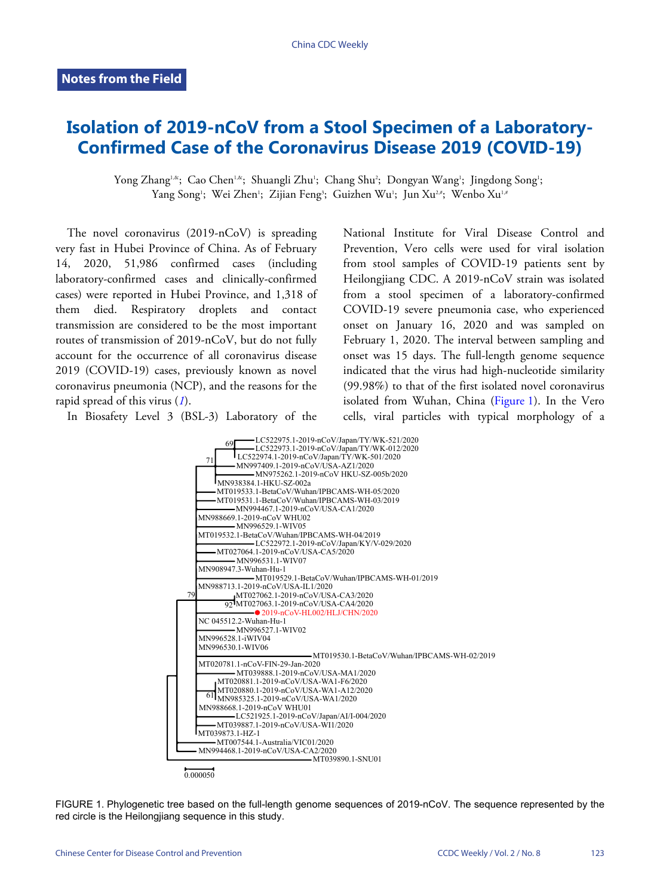Notes from the Field

# Isolation of 2019-nCoV from a Stool Specimen of a Laboratory-Confirmed Case of the Coronavirus Disease 2019 (COVID-19)

Yong Zhang[1,&]; Cao Chen[1,&]; Shuangli Zhu[1]; Chang Shu[2]; Dongyan Wang[1]; Jingdong Song[1]; Yang Song[1]; Wei Zhen[1]; Zijian Feng[3]; Guizhen Wu[1]; Jun Xu[2,#]; Wenbo Xu[1,#]

The novel coronavirus (2019-nCoV) is spreading very fast in Hubei Province of China. As of February 14, 2020, 51,986 confirmed cases (including laboratory-confirmed cases and clinically-confirmed cases) were reported in Hubei Province, and 1,318 of them died. Respiratory droplets and contact transmission are considered to be the most important routes of transmission of 2019-nCoV, but do not fully account for the occurrence of all coronavirus disease 2019 (COVID-19) cases, previously known as novel coronavirus pneumonia (NCP), and the reasons for the rapid spread of this virus (*1*).

In Biosafety Level 3 (BSL-3) Laboratory of the National Institute for Viral Disease Control and Prevention, Vero cells were used for viral isolation from stool samples of COVID-19 patients sent by Heilongjiang CDC. A 2019-nCoV strain was isolated from a stool specimen of a laboratory-confirmed COVID-19 severe pneumonia case, who experienced onset on January 16, 2020 and was sampled on February 1, 2020. The interval between sampling and onset was 15 days. The full-length genome sequence indicated that the virus had high-nucleotide similarity (99.98%) to that of the first isolated novel coronavirus isolated from Wuhan, China (Figure 1). In the Vero cells, viral particles with typical morphology of a

FIGURE 1. Phylogenetic tree based on the full-length genome sequences of 2019-nCoV. The sequence represented by the red circle is the Heilongjiang sequence in this study.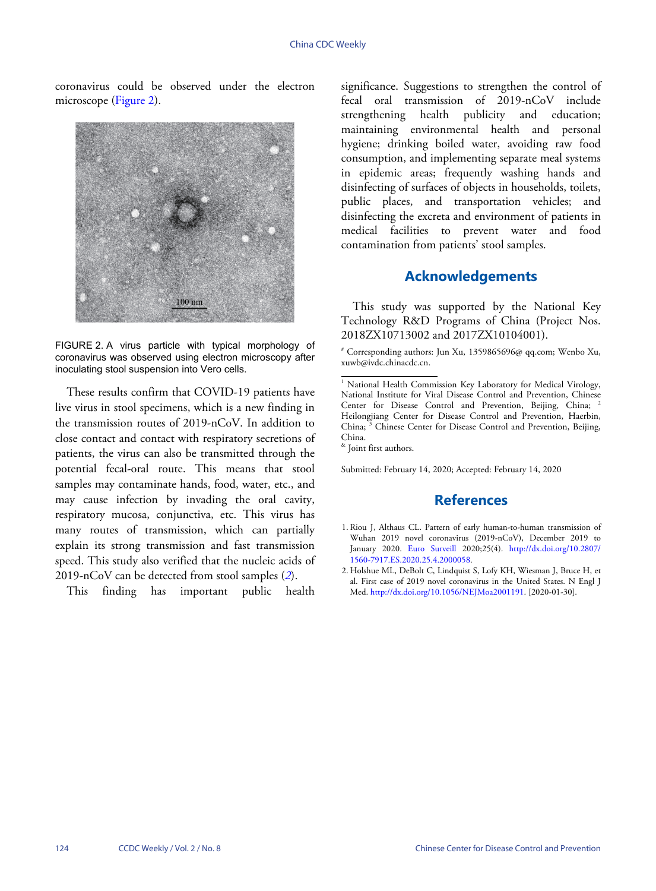coronavirus could be observed under the electron microscope (Figure 2).

100 nm

FIGURE 2. A virus particle with typical morphology of coronavirus was observed using electron microscopy after inoculating stool suspension into Vero cells.

These results confirm that COVID-19 patients have live virus in stool specimens, which is a new finding in the transmission routes of 2019-nCoV. In addition to close contact and contact with respiratory secretions of patients, the virus can also be transmitted through the potential fecal-oral route. This means that stool samples may contaminate hands, food, water, etc., and may cause infection by invading the oral cavity, respiratory mucosa, conjunctiva, etc. This virus has many routes of transmission, which can partially explain its strong transmission and fast transmission speed. This study also verified that the nucleic acids of 2019-nCoV can be detected from stool samples (*2*).

This finding has important public health significance. Suggestions to strengthen the control of fecal oral transmission of 2019-nCoV include strengthening health publicity and education; maintaining environmental health and personal hygiene; drinking boiled water, avoiding raw food consumption, and implementing separate meal systems in epidemic areas; frequently washing hands and disinfecting of surfaces of objects in households, toilets, public places, and transportation vehicles; and disinfecting the excreta and environment of patients in medical facilities to prevent water and food contamination from patients' stool samples.

## Acknowledgements

This study was supported by the National Key Technology R&D Programs of China (Project Nos. 2018ZX10713002 and 2017ZX10104001).

[#] Corresponding authors: Jun Xu, 1359865696@ qq.com; Wenbo Xu, xuwb@ivdc.chinacdc.cn.

[1] National Health Commission Key Laboratory for Medical Virology, National Institute for Viral Disease Control and Prevention, Chinese Center for Disease Control and Prevention, Beijing, China; [2] Heilongjiang Center for Disease Control and Prevention, Harbin, China; [3] Chinese Center for Disease Control and Prevention, Beijing, China.

[&] Joint first authors.

Submitted: February 14, 2020; Accepted: February 14, 2020

## References

1. Riou J, Althaus CL. Pattern of early human-to-human transmission of Wuhan 2019 novel coronavirus (2019-nCoV), December 2019 to January 2020. Euro Surveill 2020;25(4). http://dx.doi.org/10.2807/1560-7917.ES.2020.25.4.2000058.
2. Holshue ML, DeBolt C, Lindquist S, Lofy KH, Wiesman J, Bruce H, et al. First case of 2019 novel coronavirus in the United States. N Engl J Med. http://dx.doi.org/10.1056/NEJMoa2001191. [2020-01-30].